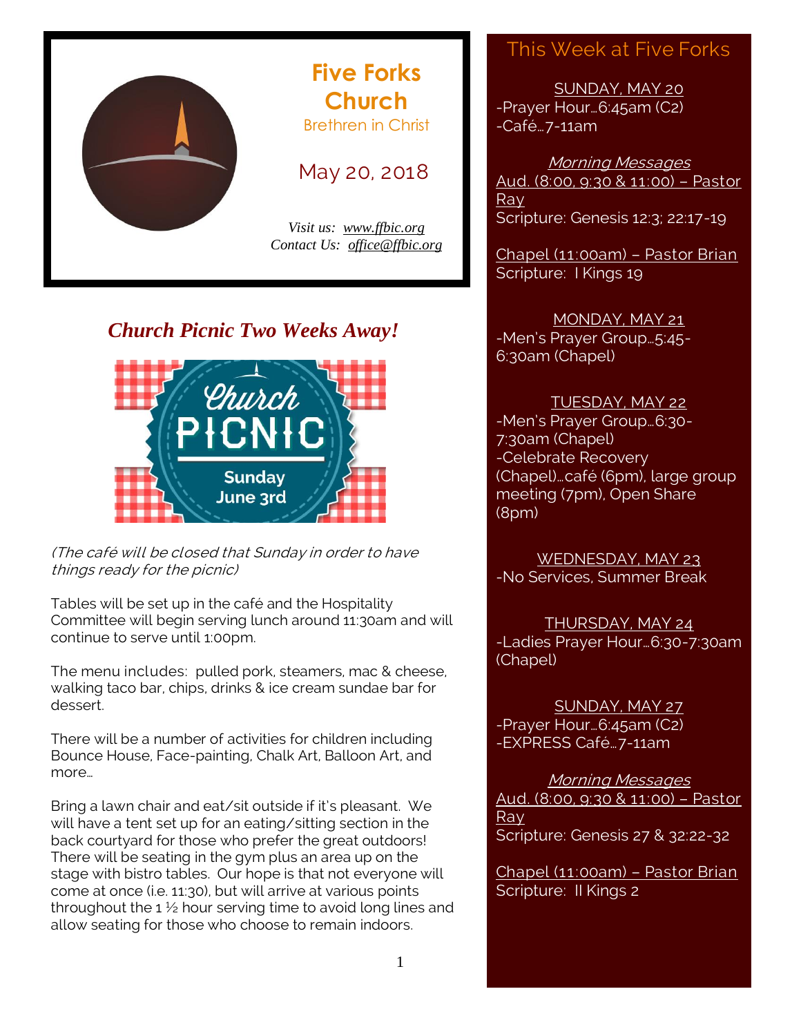# Five Forks Church

Brethren in Christ

May 20, 2018

*Visit us: www.ffbic.org*
*Contact Us: office@ffbic.org*

## *Church Picnic Two Weeks Away!*

Church PICNIC
Sunday June 3rd

*(The café will be closed that Sunday in order to have things ready for the picnic)*

Tables will be set up in the café and the Hospitality Committee will begin serving lunch around 11:30am and will continue to serve until 1:00pm.

The menu includes: pulled pork, steamers, mac & cheese, walking taco bar, chips, drinks & ice cream sundae bar for dessert.

There will be a number of activities for children including Bounce House, Face-painting, Chalk Art, Balloon Art, and more…

Bring a lawn chair and eat/sit outside if it's pleasant. We will have a tent set up for an eating/sitting section in the back courtyard for those who prefer the great outdoors! There will be seating in the gym plus an area up on the stage with bistro tables. Our hope is that not everyone will come at once (i.e. 11:30), but will arrive at various points throughout the 1 ½ hour serving time to avoid long lines and allow seating for those who choose to remain indoors.

## This Week at Five Forks

**SUNDAY, MAY 20**
-Prayer Hour…6:45am (C2)
-Café…7-11am

*Morning Messages*
Aud. (8:00, 9:30 & 11:00) – Pastor Ray
Scripture: Genesis 12:3; 22:17-19

Chapel (11:00am) – Pastor Brian
Scripture: I Kings 19

**MONDAY, MAY 21**
-Men's Prayer Group…5:45-6:30am (Chapel)

**TUESDAY, MAY 22**
-Men's Prayer Group…6:30-7:30am (Chapel)
-Celebrate Recovery (Chapel)…café (6pm), large group meeting (7pm), Open Share (8pm)

**WEDNESDAY, MAY 23**
-No Services, Summer Break

**THURSDAY, MAY 24**
-Ladies Prayer Hour…6:30-7:30am (Chapel)

**SUNDAY, MAY 27**
-Prayer Hour…6:45am (C2)
-EXPRESS Café…7-11am

*Morning Messages*
Aud. (8:00, 9:30 & 11:00) – Pastor Ray
Scripture: Genesis 27 & 32:22-32

Chapel (11:00am) – Pastor Brian
Scripture: II Kings 2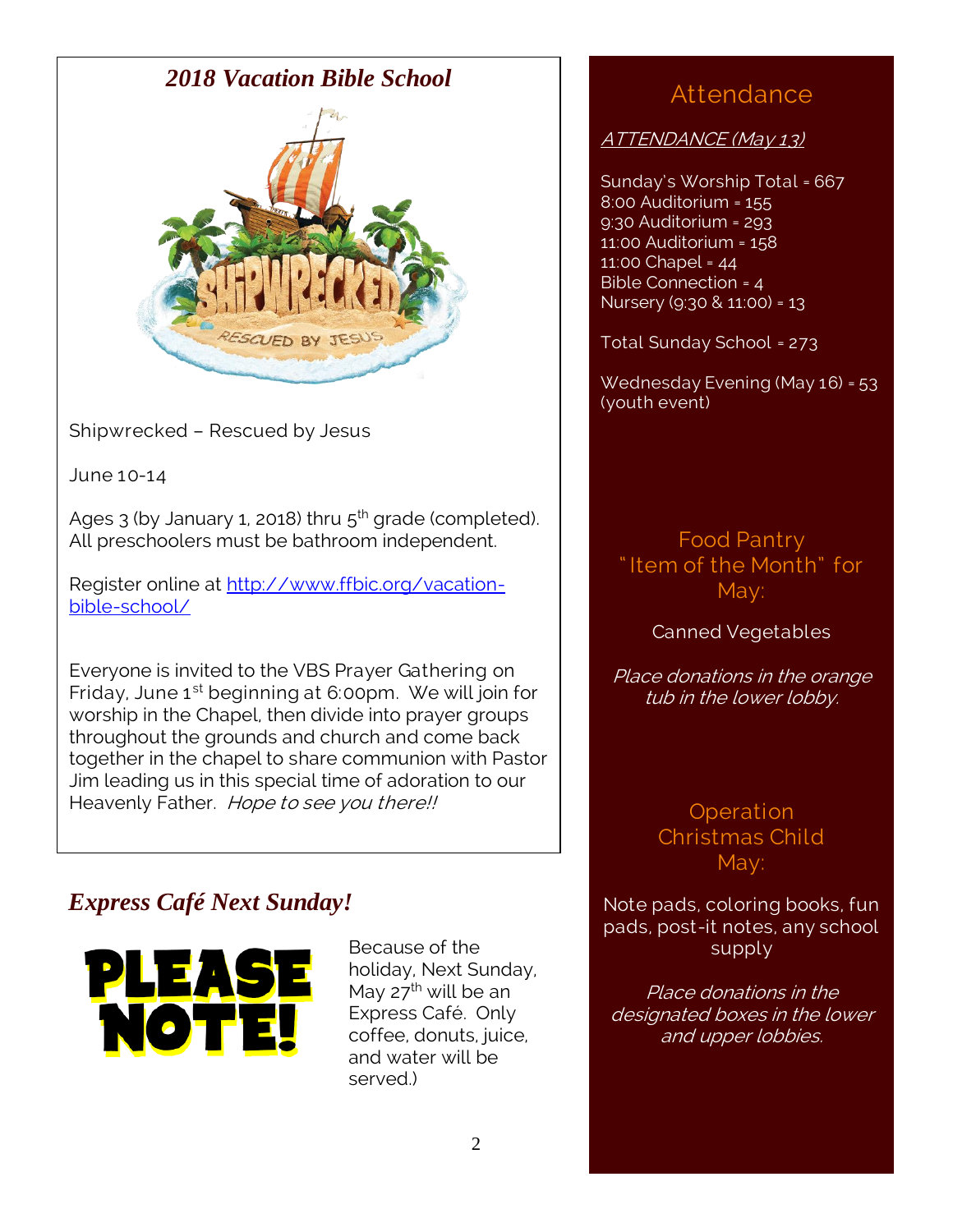## *2018 Vacation Bible School*

Shipwrecked – Rescued by Jesus

June 10-14

Ages 3 (by January 1, 2018) thru 5th grade (completed). All preschoolers must be bathroom independent.

Register online at [http://www.ffbic.org/vacation-bible-school/](http://www.ffbic.org/vacation-bible-school/)

Everyone is invited to the VBS Prayer Gathering on Friday, June 1st beginning at 6:00pm. We will join for worship in the Chapel, then divide into prayer groups throughout the grounds and church and come back together in the chapel to share communion with Pastor Jim leading us in this special time of adoration to our Heavenly Father. *Hope to see you there!!*

## *Express Café Next Sunday!*

**PLEASE NOTE!**

Because of the holiday, Next Sunday, May 27th will be an Express Café. Only coffee, donuts, juice, and water will be served.)

## Attendance

*ATTENDANCE (May 13)*

Sunday's Worship Total = 667
8:00 Auditorium = 155
9:30 Auditorium = 293
11:00 Auditorium = 158
11:00 Chapel = 44
Bible Connection = 4
Nursery (9:30 & 11:00) = 13

Total Sunday School = 273

Wednesday Evening (May 16) = 53 (youth event)

## Food Pantry "Item of the Month" for May:

Canned Vegetables

*Place donations in the orange tub in the lower lobby.*

## Operation Christmas Child May:

Note pads, coloring books, fun pads, post-it notes, any school supply

*Place donations in the designated boxes in the lower and upper lobbies.*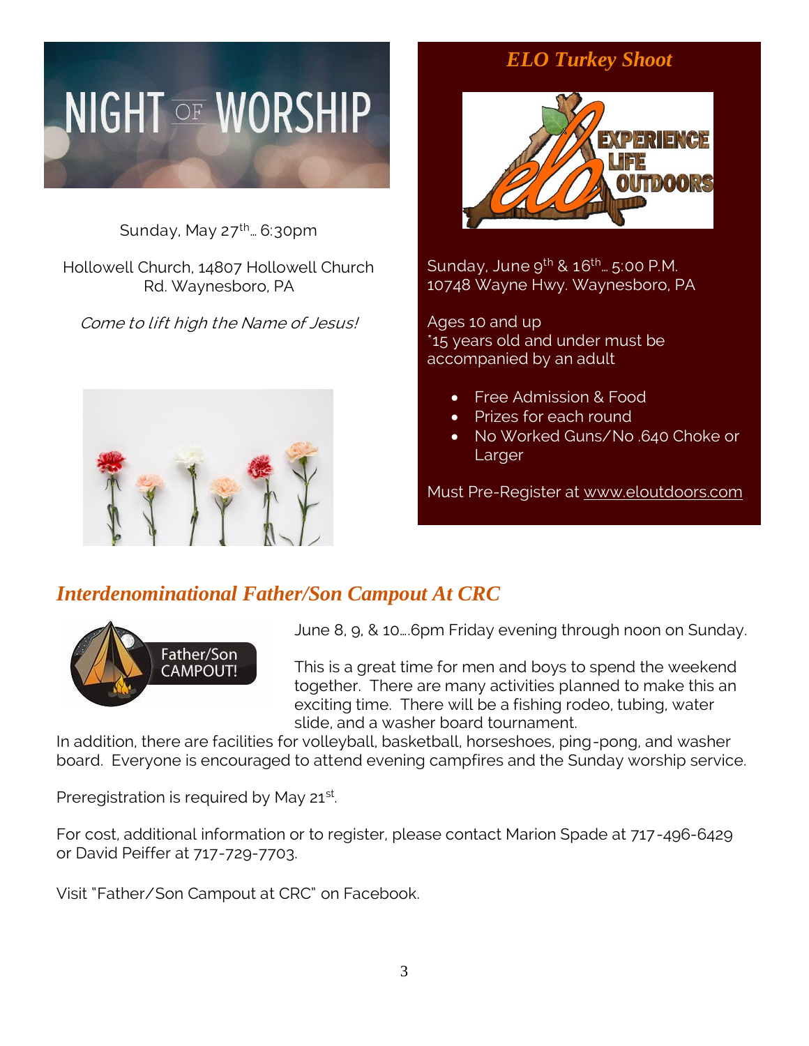# NIGHT OF WORSHIP

Sunday, May 27th… 6:30pm

Hollowell Church, 14807 Hollowell Church Rd. Waynesboro, PA

*Come to lift high the Name of Jesus!*

## *ELO Turkey Shoot*

EXPERIENCE LIFE OUTDOORS

Sunday, June 9th & 16th… 5:00 P.M.
10748 Wayne Hwy. Waynesboro, PA

Ages 10 and up
*15 years old and under must be accompanied by an adult

- Free Admission & Food
- Prizes for each round
- No Worked Guns/No .640 Choke or Larger

Must Pre-Register at www.eloutdoors.com

## *Interdenominational Father/Son Campout At CRC*

Father/Son CAMPOUT!

June 8, 9, & 10….6pm Friday evening through noon on Sunday.

This is a great time for men and boys to spend the weekend together. There are many activities planned to make this an exciting time. There will be a fishing rodeo, tubing, water slide, and a washer board tournament.
In addition, there are facilities for volleyball, basketball, horseshoes, ping-pong, and washer board. Everyone is encouraged to attend evening campfires and the Sunday worship service.

Preregistration is required by May 21st.

For cost, additional information or to register, please contact Marion Spade at 717-496-6429 or David Peiffer at 717-729-7703.

Visit "Father/Son Campout at CRC" on Facebook.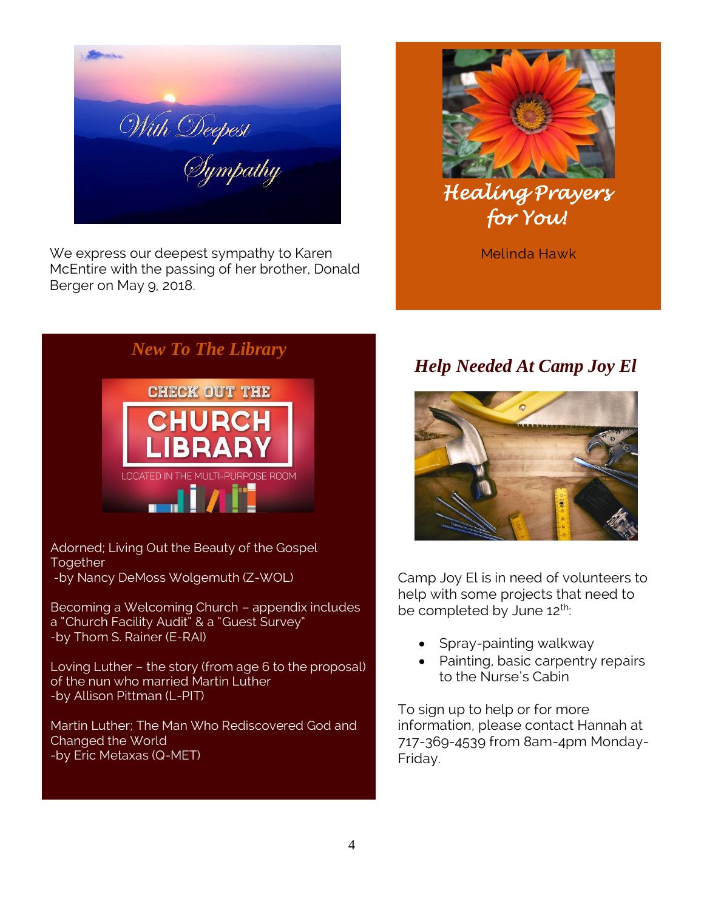With Deepest Sympathy

We express our deepest sympathy to Karen McEntire with the passing of her brother, Donald Berger on May 9, 2018.

## Healing Prayers for You!

Melinda Hawk

## *New To The Library*

CHECK OUT THE CHURCH LIBRARY

LOCATED IN THE MULTI-PURPOSE ROOM

Adorned; Living Out the Beauty of the Gospel Together
-by Nancy DeMoss Wolgemuth (Z-WOL)

Becoming a Welcoming Church – appendix includes a "Church Facility Audit" & a "Guest Survey"
-by Thom S. Rainer (E-RAI)

Loving Luther – the story (from age 6 to the proposal) of the nun who married Martin Luther
-by Allison Pittman (L-PIT)

Martin Luther; The Man Who Rediscovered God and Changed the World
-by Eric Metaxas (Q-MET)

## *Help Needed At Camp Joy El*

Camp Joy El is in need of volunteers to help with some projects that need to be completed by June 12th:

- Spray-painting walkway
- Painting, basic carpentry repairs to the Nurse's Cabin

To sign up to help or for more information, please contact Hannah at 717-369-4539 from 8am-4pm Monday-Friday.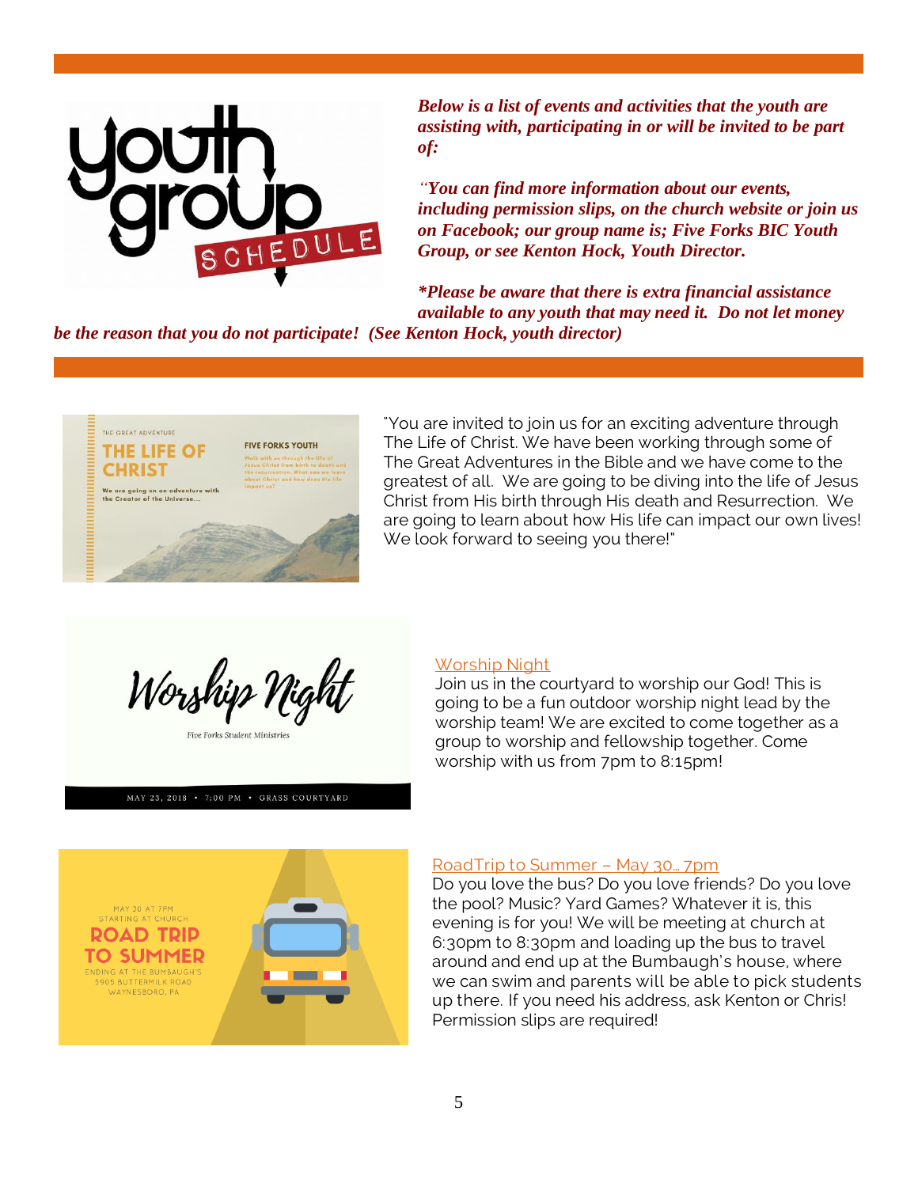***Below is a list of events and activities that the youth are assisting with, participating in or will be invited to be part of:***

***"You can find more information about our events, including permission slips, on the church website or join us on Facebook; our group name is; Five Forks BIC Youth Group, or see Kenton Hock, Youth Director.***

***\*Please be aware that there is extra financial assistance available to any youth that may need it. Do not let money be the reason that you do not participate! (See Kenton Hock, youth director)***

"You are invited to join us for an exciting adventure through The Life of Christ. We have been working through some of The Great Adventures in the Bible and we have come to the greatest of all. We are going to be diving into the life of Jesus Christ from His birth through His death and Resurrection. We are going to learn about how His life can impact our own lives! We look forward to seeing you there!"

Worship Night

Join us in the courtyard to worship our God! This is going to be a fun outdoor worship night lead by the worship team! We are excited to come together as a group to worship and fellowship together. Come worship with us from 7pm to 8:15pm!

RoadTrip to Summer – May 30… 7pm

Do you love the bus? Do you love friends? Do you love the pool? Music? Yard Games? Whatever it is, this evening is for you! We will be meeting at church at 6:30pm to 8:30pm and loading up the bus to travel around and end up at the Bumbaugh's house, where we can swim and parents will be able to pick students up there. If you need his address, ask Kenton or Chris! Permission slips are required!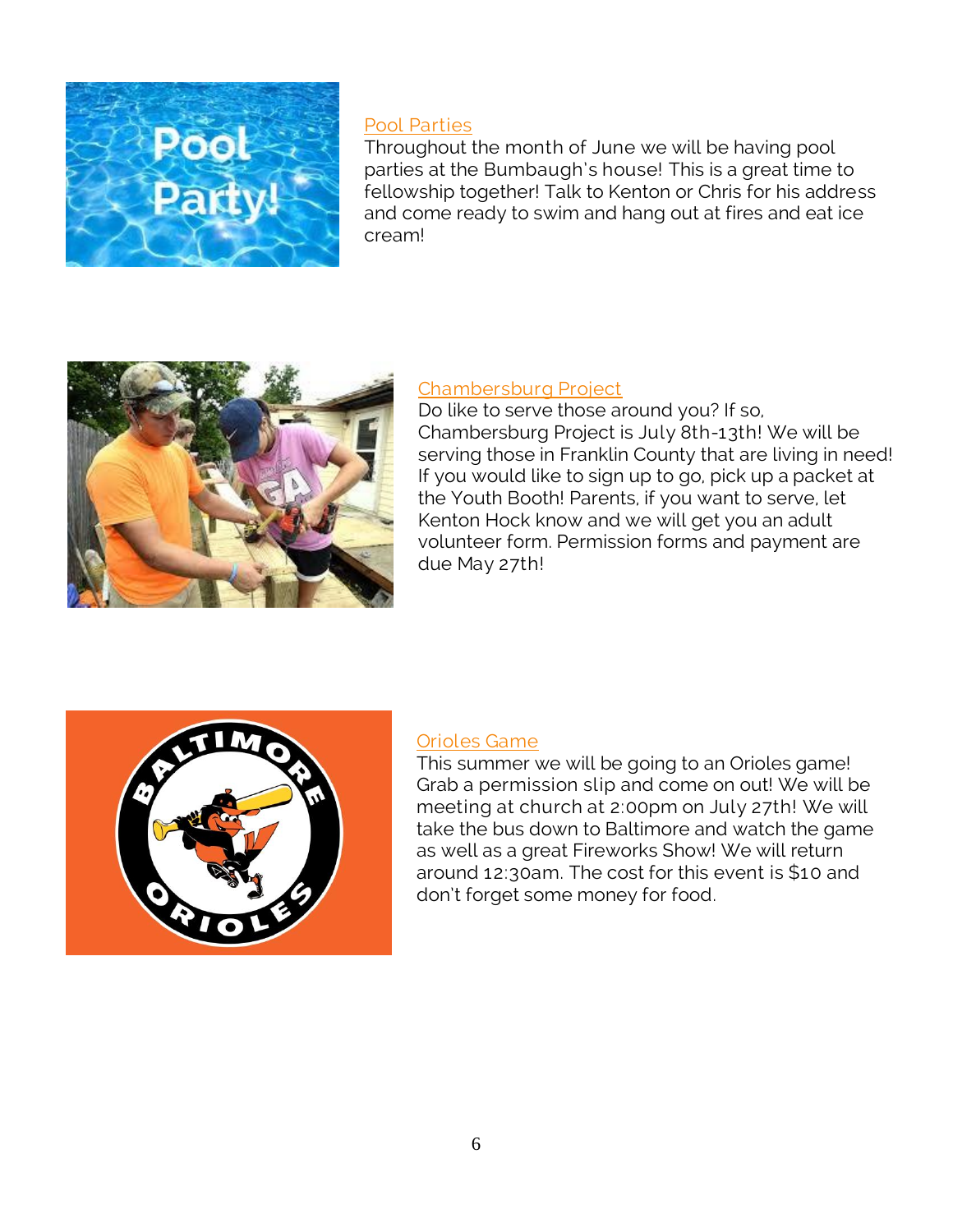## Pool Parties

Throughout the month of June we will be having pool parties at the Bumbaugh's house! This is a great time to fellowship together! Talk to Kenton or Chris for his address and come ready to swim and hang out at fires and eat ice cream!

## Chambersburg Project

Do like to serve those around you? If so, Chambersburg Project is July 8th-13th! We will be serving those in Franklin County that are living in need! If you would like to sign up to go, pick up a packet at the Youth Booth! Parents, if you want to serve, let Kenton Hock know and we will get you an adult volunteer form. Permission forms and payment are due May 27th!

## Orioles Game

This summer we will be going to an Orioles game! Grab a permission slip and come on out! We will be meeting at church at 2:00pm on July 27th! We will take the bus down to Baltimore and watch the game as well as a great Fireworks Show! We will return around 12:30am. The cost for this event is $10 and don't forget some money for food.